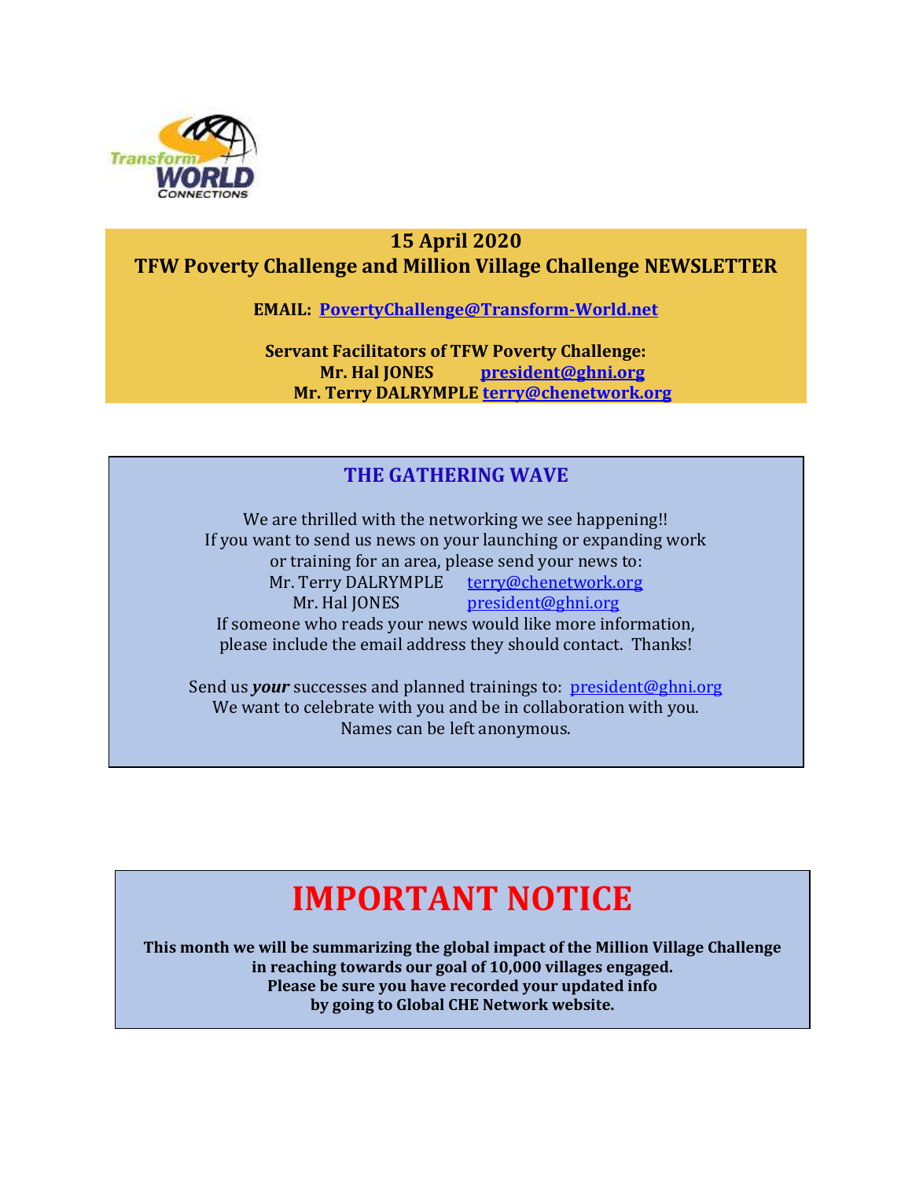**15 April 2020**

# TFW Poverty Challenge and Million Village Challenge NEWSLETTER

**EMAIL: PovertyChallenge@Transform-World.net**

**Servant Facilitators of TFW Poverty Challenge:**
**Mr. Hal JONES president@ghni.org**
**Mr. Terry DALRYMPLE terry@chenetwork.org**

## THE GATHERING WAVE

We are thrilled with the networking we see happening!!
If you want to send us news on your launching or expanding work or training for an area, please send your news to:
Mr. Terry DALRYMPLE terry@chenetwork.org
Mr. Hal JONES president@ghni.org
If someone who reads your news would like more information, please include the email address they should contact. Thanks!

Send us ***your*** successes and planned trainings to: president@ghni.org
We want to celebrate with you and be in collaboration with you.
Names can be left anonymous.

# IMPORTANT NOTICE

**This month we will be summarizing the global impact of the Million Village Challenge in reaching towards our goal of 10,000 villages engaged.**
**Please be sure you have recorded your updated info by going to Global CHE Network website.**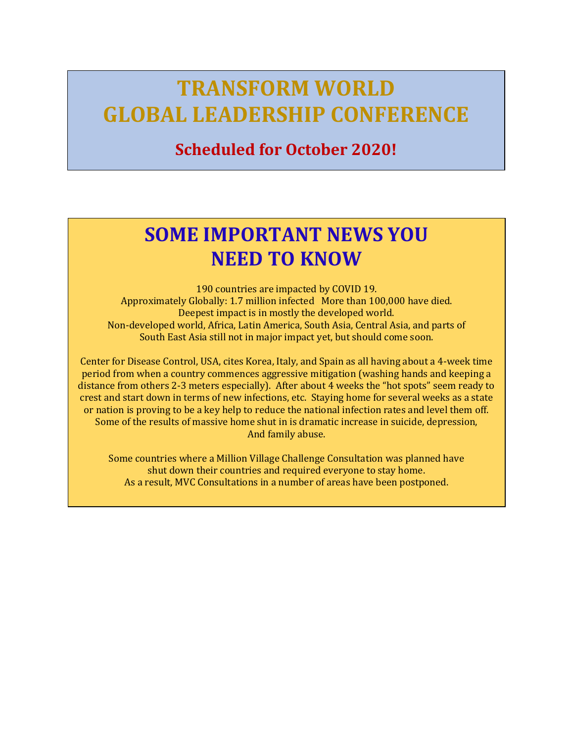# TRANSFORM WORLD GLOBAL LEADERSHIP CONFERENCE

## Scheduled for October 2020!

# SOME IMPORTANT NEWS YOU NEED TO KNOW

190 countries are impacted by COVID 19.
Approximately Globally: 1.7 million infected More than 100,000 have died.
Deepest impact is in mostly the developed world.
Non-developed world, Africa, Latin America, South Asia, Central Asia, and parts of South East Asia still not in major impact yet, but should come soon.

Center for Disease Control, USA, cites Korea, Italy, and Spain as all having about a 4-week time period from when a country commences aggressive mitigation (washing hands and keeping a distance from others 2-3 meters especially). After about 4 weeks the "hot spots" seem ready to crest and start down in terms of new infections, etc. Staying home for several weeks as a state or nation is proving to be a key help to reduce the national infection rates and level them off. Some of the results of massive home shut in is dramatic increase in suicide, depression, And family abuse.

Some countries where a Million Village Challenge Consultation was planned have shut down their countries and required everyone to stay home.
As a result, MVC Consultations in a number of areas have been postponed.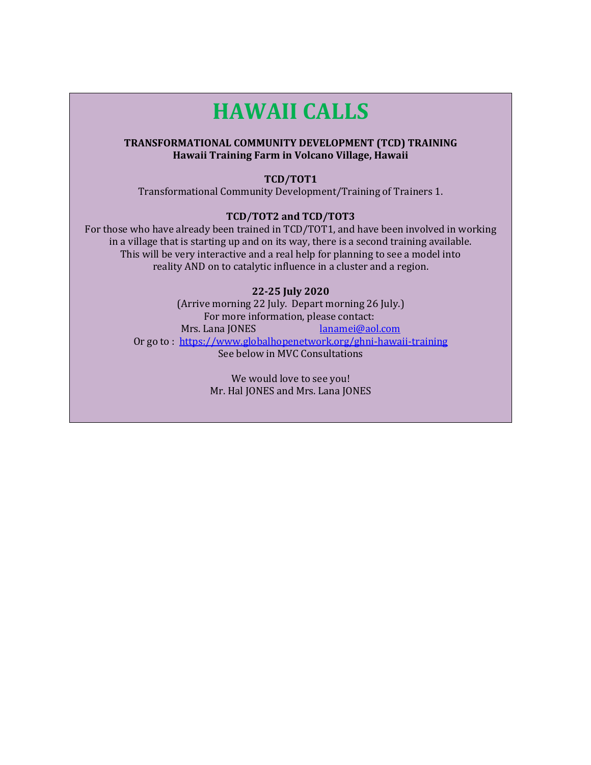# HAWAII CALLS

**TRANSFORMATIONAL COMMUNITY DEVELOPMENT (TCD) TRAINING**
**Hawaii Training Farm in Volcano Village, Hawaii**

**TCD/TOT1**

Transformational Community Development/Training of Trainers 1.

**TCD/TOT2 and TCD/TOT3**

For those who have already been trained in TCD/TOT1, and have been involved in working in a village that is starting up and on its way, there is a second training available. This will be very interactive and a real help for planning to see a model into reality AND on to catalytic influence in a cluster and a region.

**22-25 July 2020**

(Arrive morning 22 July. Depart morning 26 July.)
For more information, please contact:
Mrs. Lana JONES lanamei@aol.com
Or go to : https://www.globalhopenetwork.org/ghni-hawaii-training
See below in MVC Consultations

We would love to see you!
Mr. Hal JONES and Mrs. Lana JONES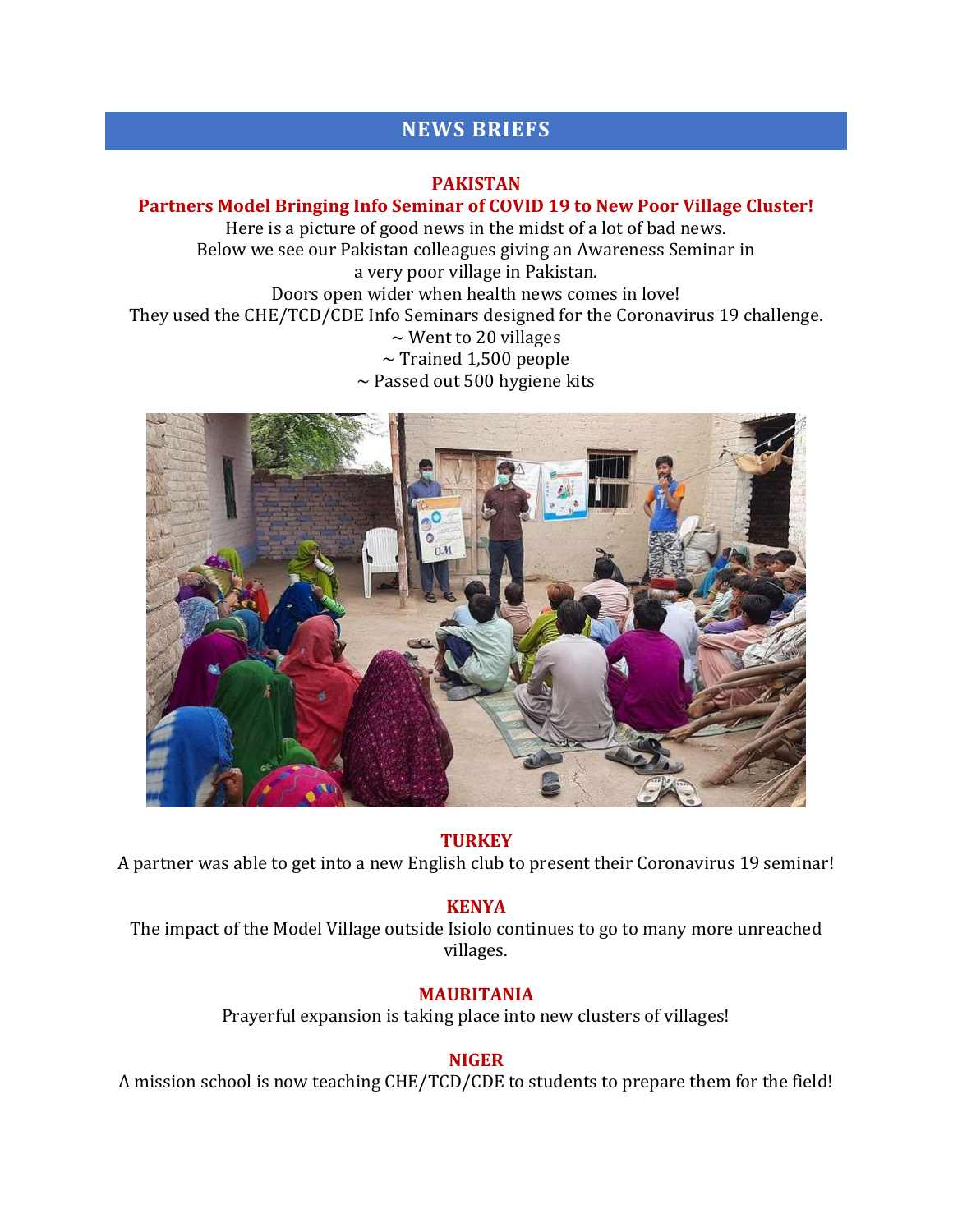# NEWS BRIEFS

## PAKISTAN

### Partners Model Bringing Info Seminar of COVID 19 to New Poor Village Cluster!

Here is a picture of good news in the midst of a lot of bad news.
Below we see our Pakistan colleagues giving an Awareness Seminar in a very poor village in Pakistan.
Doors open wider when health news comes in love!
They used the CHE/TCD/CDE Info Seminars designed for the Coronavirus 19 challenge.

~ Went to 20 villages
~ Trained 1,500 people
~ Passed out 500 hygiene kits

## TURKEY

A partner was able to get into a new English club to present their Coronavirus 19 seminar!

## KENYA

The impact of the Model Village outside Isiolo continues to go to many more unreached villages.

## MAURITANIA

Prayerful expansion is taking place into new clusters of villages!

## NIGER

A mission school is now teaching CHE/TCD/CDE to students to prepare them for the field!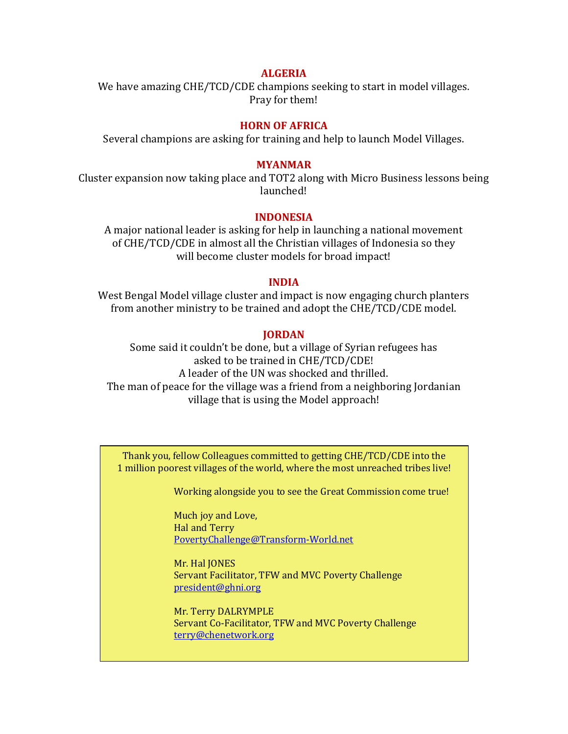## ALGERIA

We have amazing CHE/TCD/CDE champions seeking to start in model villages. Pray for them!

## HORN OF AFRICA

Several champions are asking for training and help to launch Model Villages.

## MYANMAR

Cluster expansion now taking place and TOT2 along with Micro Business lessons being launched!

## INDONESIA

A major national leader is asking for help in launching a national movement of CHE/TCD/CDE in almost all the Christian villages of Indonesia so they will become cluster models for broad impact!

## INDIA

West Bengal Model village cluster and impact is now engaging church planters from another ministry to be trained and adopt the CHE/TCD/CDE model.

## JORDAN

Some said it couldn't be done, but a village of Syrian refugees has asked to be trained in CHE/TCD/CDE!
A leader of the UN was shocked and thrilled.
The man of peace for the village was a friend from a neighboring Jordanian village that is using the Model approach!

---

Thank you, fellow Colleagues committed to getting CHE/TCD/CDE into the 1 million poorest villages of the world, where the most unreached tribes live!

Working alongside you to see the Great Commission come true!

Much joy and Love,
Hal and Terry
PovertyChallenge@Transform-World.net

Mr. Hal JONES
Servant Facilitator, TFW and MVC Poverty Challenge
president@ghni.org

Mr. Terry DALRYMPLE
Servant Co-Facilitator, TFW and MVC Poverty Challenge
terry@chenetwork.org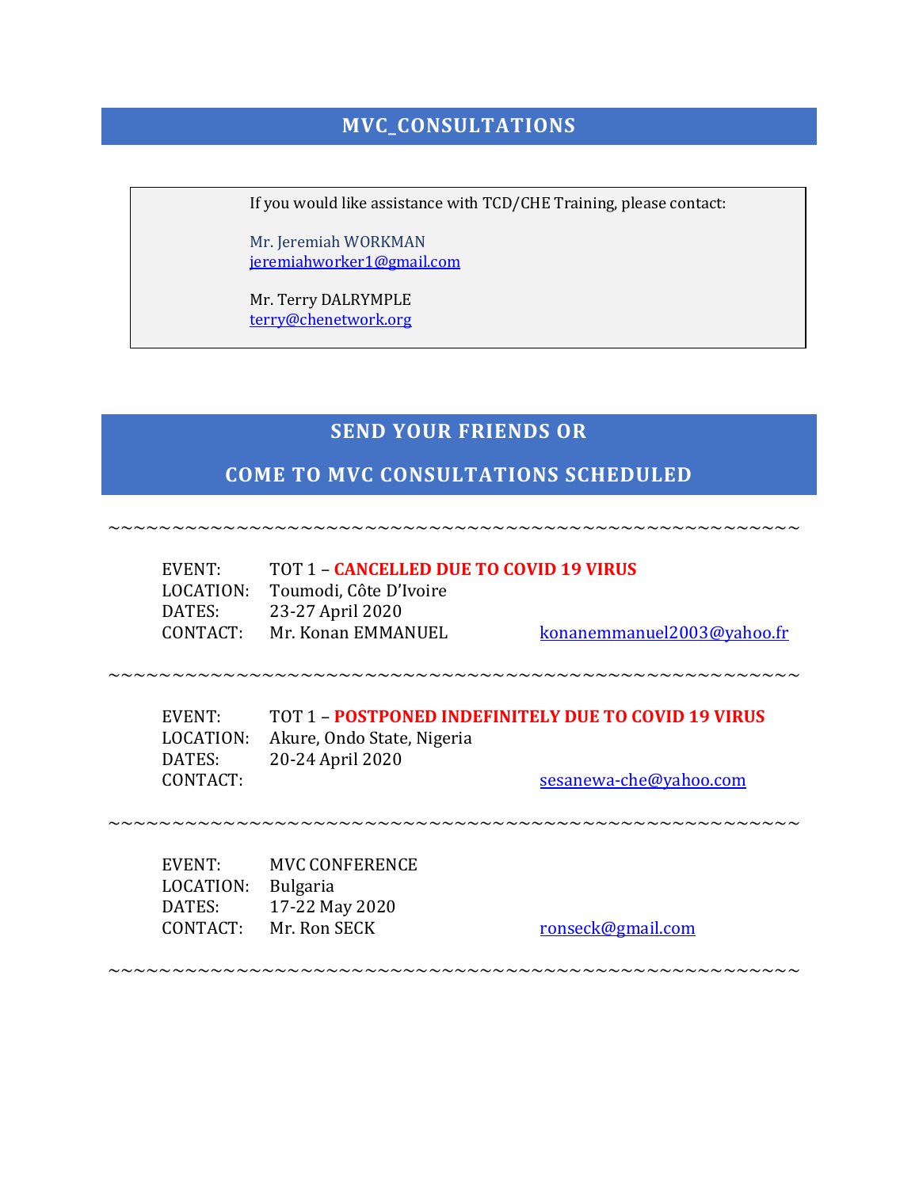## MVC_CONSULTATIONS

If you would like assistance with TCD/CHE Training, please contact:

Mr. Jeremiah WORKMAN
jeremiahworker1@gmail.com

Mr. Terry DALRYMPLE
terry@chenetwork.org

## SEND YOUR FRIENDS OR

## COME TO MVC CONSULTATIONS SCHEDULED

~~~~~~~~~~~~~~~~~~~~~~~~~~~~~~~~~~~~~~~~~~~~~~~~~~~

EVENT: TOT 1 – **CANCELLED DUE TO COVID 19 VIRUS**
LOCATION: Toumodi, Côte D'Ivoire
DATES: 23-27 April 2020
CONTACT: Mr. Konan EMMANUEL konanemmanuel2003@yahoo.fr

~~~~~~~~~~~~~~~~~~~~~~~~~~~~~~~~~~~~~~~~~~~~~~~~~~~

EVENT: TOT 1 – **POSTPONED INDEFINITELY DUE TO COVID 19 VIRUS**
LOCATION: Akure, Ondo State, Nigeria
DATES: 20-24 April 2020
CONTACT: sesanewa-che@yahoo.com

~~~~~~~~~~~~~~~~~~~~~~~~~~~~~~~~~~~~~~~~~~~~~~~~~~~

EVENT: MVC CONFERENCE
LOCATION: Bulgaria
DATES: 17-22 May 2020
CONTACT: Mr. Ron SECK ronseck@gmail.com

~~~~~~~~~~~~~~~~~~~~~~~~~~~~~~~~~~~~~~~~~~~~~~~~~~~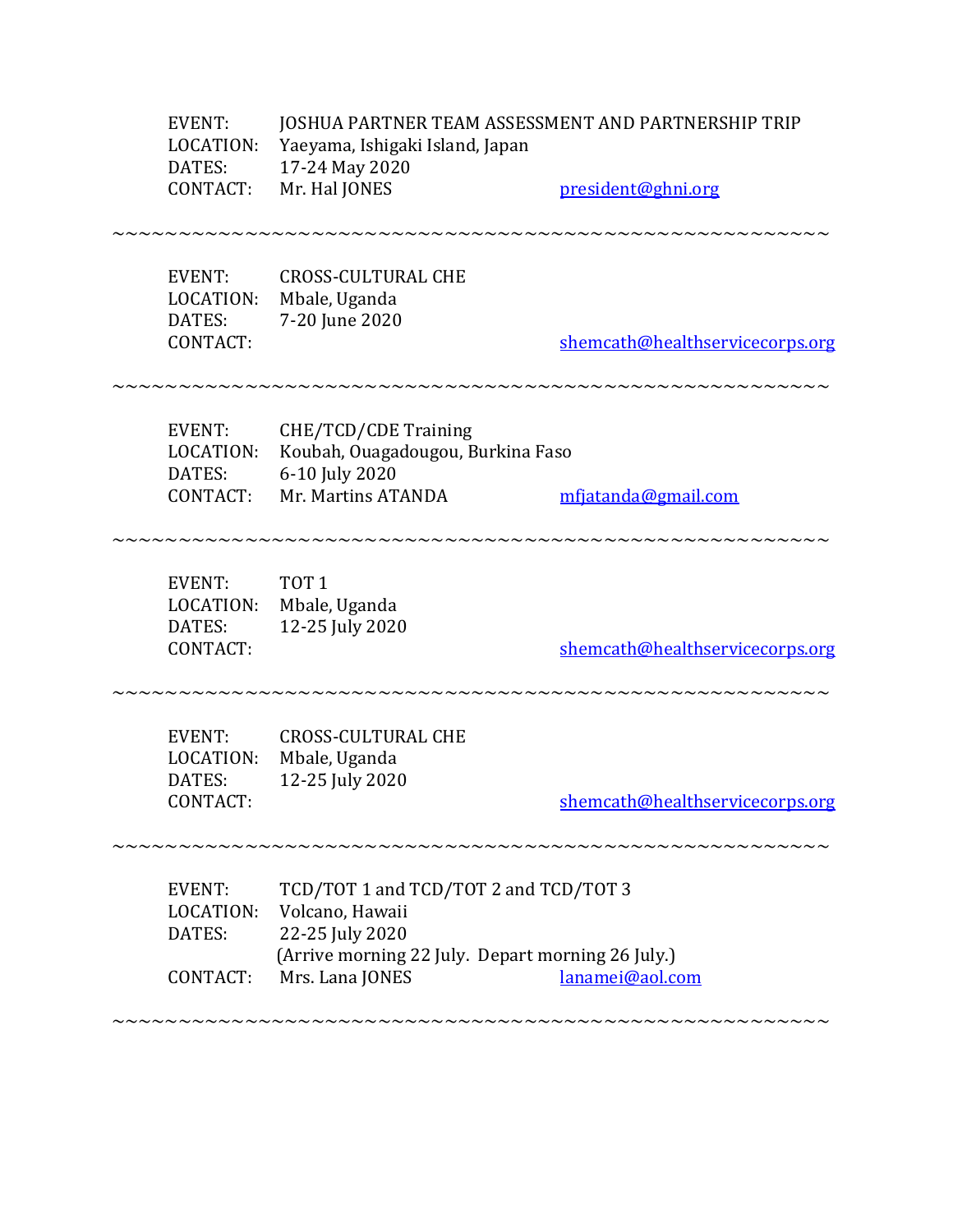EVENT: JOSHUA PARTNER TEAM ASSESSMENT AND PARTNERSHIP TRIP
LOCATION: Yaeyama, Ishigaki Island, Japan
DATES: 17-24 May 2020
CONTACT: Mr. Hal JONES president@ghni.org

~~~~~~~~~~~~~~~~~~~~~~~~~~~~~~~~~~~~~~~~~~~~~~~~~~~~

EVENT: CROSS-CULTURAL CHE
LOCATION: Mbale, Uganda
DATES: 7-20 June 2020
CONTACT: shemcath@healthservicecorps.org

~~~~~~~~~~~~~~~~~~~~~~~~~~~~~~~~~~~~~~~~~~~~~~~~~~~~

EVENT: CHE/TCD/CDE Training
LOCATION: Koubah, Ouagadougou, Burkina Faso
DATES: 6-10 July 2020
CONTACT: Mr. Martins ATANDA mfjatanda@gmail.com

~~~~~~~~~~~~~~~~~~~~~~~~~~~~~~~~~~~~~~~~~~~~~~~~~~~~

EVENT: TOT 1
LOCATION: Mbale, Uganda
DATES: 12-25 July 2020
CONTACT: shemcath@healthservicecorps.org

~~~~~~~~~~~~~~~~~~~~~~~~~~~~~~~~~~~~~~~~~~~~~~~~~~~~

EVENT: CROSS-CULTURAL CHE
LOCATION: Mbale, Uganda
DATES: 12-25 July 2020
CONTACT: shemcath@healthservicecorps.org

~~~~~~~~~~~~~~~~~~~~~~~~~~~~~~~~~~~~~~~~~~~~~~~~~~~~

EVENT: TCD/TOT 1 and TCD/TOT 2 and TCD/TOT 3
LOCATION: Volcano, Hawaii
DATES: 22-25 July 2020
(Arrive morning 22 July. Depart morning 26 July.)
CONTACT: Mrs. Lana JONES lanamei@aol.com

~~~~~~~~~~~~~~~~~~~~~~~~~~~~~~~~~~~~~~~~~~~~~~~~~~~~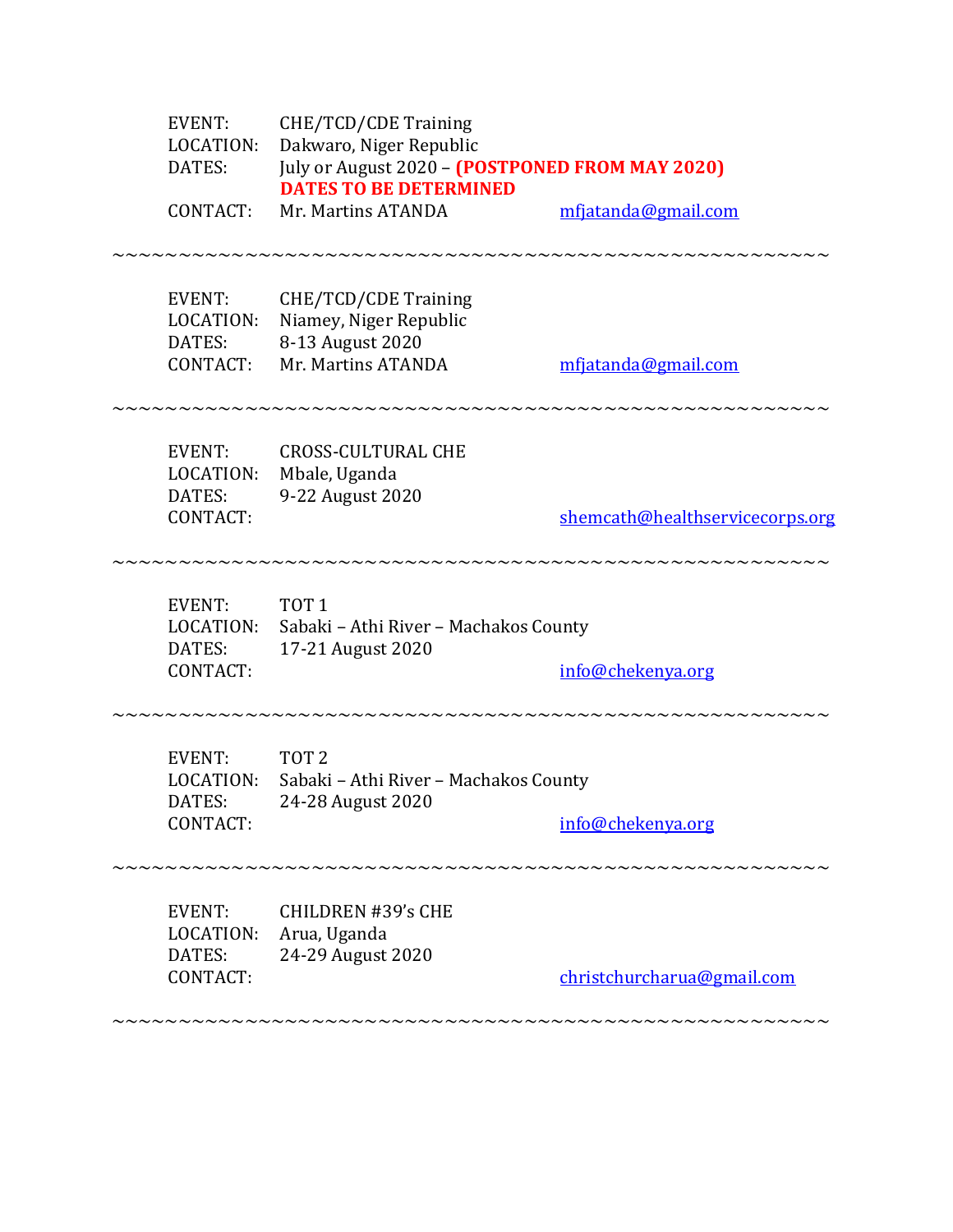EVENT: CHE/TCD/CDE Training
LOCATION: Dakwaro, Niger Republic
DATES: July or August 2020 – **(POSTPONED FROM MAY 2020) DATES TO BE DETERMINED**
CONTACT: Mr. Martins ATANDA mfjatanda@gmail.com

~~~~~~~~~~~~~~~~~~~~~~~~~~~~~~~~~~~~~~~~~~~~~~~~~~~

EVENT: CHE/TCD/CDE Training
LOCATION: Niamey, Niger Republic
DATES: 8-13 August 2020
CONTACT: Mr. Martins ATANDA mfjatanda@gmail.com

~~~~~~~~~~~~~~~~~~~~~~~~~~~~~~~~~~~~~~~~~~~~~~~~~~~

EVENT: CROSS-CULTURAL CHE
LOCATION: Mbale, Uganda
DATES: 9-22 August 2020
CONTACT: shemcath@healthservicecorps.org

~~~~~~~~~~~~~~~~~~~~~~~~~~~~~~~~~~~~~~~~~~~~~~~~~~~

EVENT: TOT 1
LOCATION: Sabaki – Athi River – Machakos County
DATES: 17-21 August 2020
CONTACT: info@chekenya.org

~~~~~~~~~~~~~~~~~~~~~~~~~~~~~~~~~~~~~~~~~~~~~~~~~~~

EVENT: TOT 2
LOCATION: Sabaki – Athi River – Machakos County
DATES: 24-28 August 2020
CONTACT: info@chekenya.org

~~~~~~~~~~~~~~~~~~~~~~~~~~~~~~~~~~~~~~~~~~~~~~~~~~~

EVENT: CHILDREN #39's CHE
LOCATION: Arua, Uganda
DATES: 24-29 August 2020
CONTACT: christchurcharua@gmail.com

~~~~~~~~~~~~~~~~~~~~~~~~~~~~~~~~~~~~~~~~~~~~~~~~~~~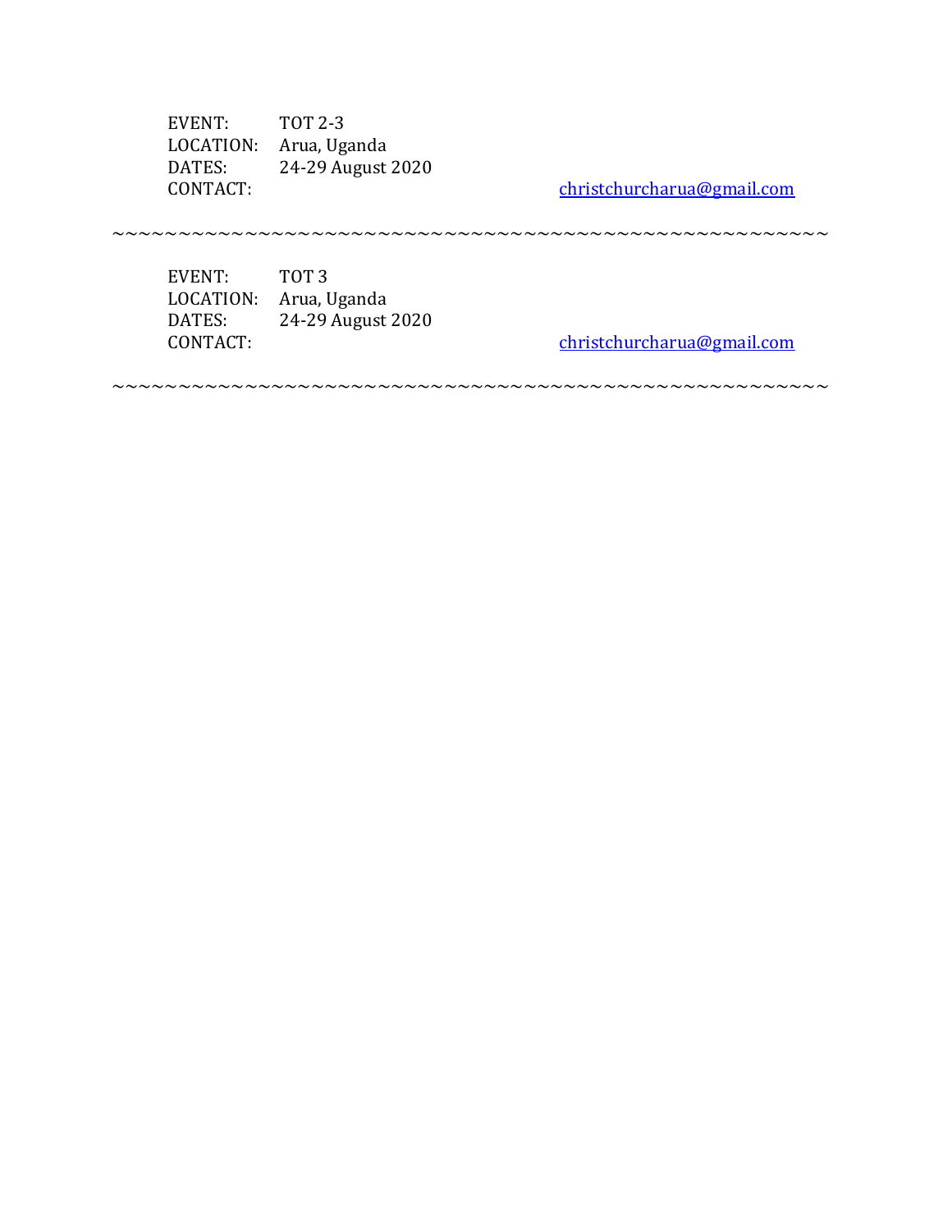EVENT: TOT 2-3
LOCATION: Arua, Uganda
DATES: 24-29 August 2020
CONTACT: christchurcharua@gmail.com

~~~~~~~~~~~~~~~~~~~~~~~~~~~~~~~~~~~~~~~~~~~~~~~~~~~~

EVENT: TOT 3
LOCATION: Arua, Uganda
DATES: 24-29 August 2020
CONTACT: christchurcharua@gmail.com

~~~~~~~~~~~~~~~~~~~~~~~~~~~~~~~~~~~~~~~~~~~~~~~~~~~~